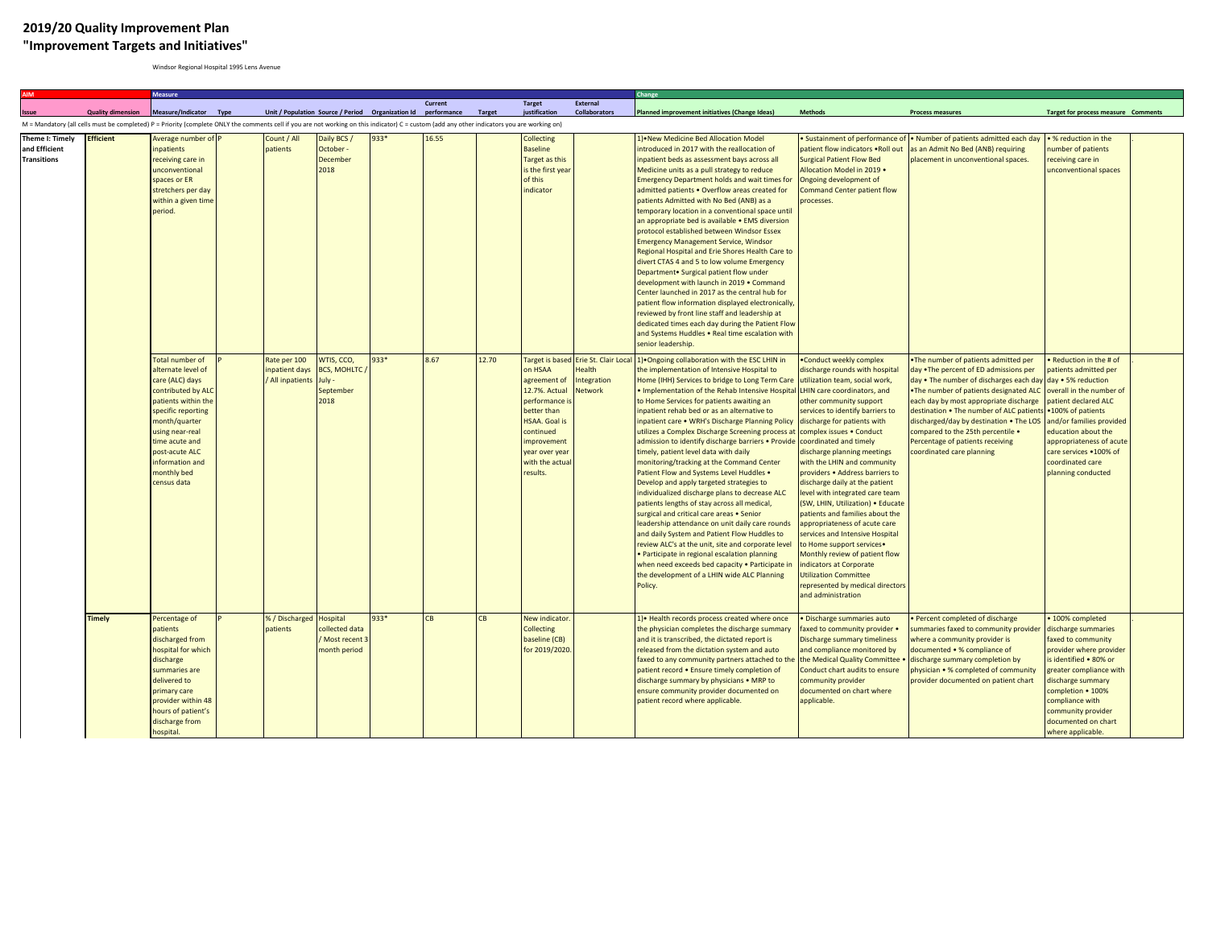# 2019/20 Quality Improvement Plan
# "Improvement Targets and Initiatives"

Windsor Regional Hospital 1995 Lens Avenue

| AIM | | Measure | | | | | | | | | Change | | | | |
|---|---|---|---|---|---|---|---|---|---|---|---|---|---|---|---|
| Issue | Quality dimension | Measure/Indicator | Type | Unit / Population | Source / Period | Organization Id | Current performance | Target | Target justification | External Collaborators | Planned improvement initiatives (Change Ideas) | Methods | Process measures | Target for process measure | Comments |
| M = Mandatory (all cells must be completed) P = Priority (complete ONLY the comments cell if you are not working on this indicator) C = custom (add any other indicators you are working on) | | | | | | | | | | | | | | | |
| Theme I: Timely and Efficient Transitions | Efficient | Average number of inpatients receiving care in unconventional spaces or ER stretchers per day within a given time period. | P | Count / All patients | Daily BCS / October - December 2018 | 933* | 16.55 | | Collecting Baseline Target as this is the first year of this indicator | | 1)•New Medicine Bed Allocation Model introduced in 2017 with the reallocation of inpatient beds as assessment bays across all Medicine units as a pull strategy to reduce Emergency Department holds and wait times for admitted patients • Overflow areas created for patients Admitted with No Bed (ANB) as a temporary location in a conventional space until an appropriate bed is available • EMS diversion protocol established between Windsor Essex Emergency Management Service, Windsor Regional Hospital and Erie Shores Health Care to divert CTAS 4 and 5 to low volume Emergency Department• Surgical patient flow under development with launch in 2019 • Command Center launched in 2017 as the central hub for patient flow information displayed electronically, reviewed by front line staff and leadership at dedicated times each day during the Patient Flow and Systems Huddles • Real time escalation with senior leadership. | • Sustainment of performance of patient flow indicators •Roll out Surgical Patient Flow Bed Allocation Model in 2019 • Ongoing development of Command Center patient flow processes. | • Number of patients admitted each day as an Admit No Bed (ANB) requiring placement in unconventional spaces. | • % reduction in the number of patients receiving care in unconventional spaces | . |
| | | Total number of alternate level of care (ALC) days contributed by ALC patients within the specific reporting month/quarter using near-real time acute and post-acute ALC information and monthly bed census data | P | Rate per 100 inpatient days / All inpatients | WTIS, CCO, BCS, MOHLTC / July - September 2018 | 933* | 8.67 | 12.70 | Target is based on HSAA agreement of 12.7%. Actual performance is better than HSAA. Goal is continued improvement year over year with the actual results. | Erie St. Clair Local Health Integration Network | 1)•Ongoing collaboration with the ESC LHIN in the implementation of Intensive Hospital to Home (IHH) Services to bridge to Long Term Care • Implementation of the Rehab Intensive Hospital to Home Services for patients awaiting an inpatient rehab bed or as an alternative to inpatient care • WRH's Discharge Planning Policy utilizes a Complex Discharge Screening process at admission to identify discharge barriers • Provide timely, patient level data with daily monitoring/tracking at the Command Center Patient Flow and Systems Level Huddles • Develop and apply targeted strategies to individualized discharge plans to decrease ALC patients lengths of stay across all medical, surgical and critical care areas • Senior leadership attendance on unit daily care rounds and daily System and Patient Flow Huddles to review ALC's at the unit, site and corporate level • Participate in regional escalation planning when need exceeds bed capacity • Participate in the development of a LHIN wide ALC Planning Policy. | •Conduct weekly complex discharge rounds with hospital utilization team, social work, LHIN care coordinators, and other community support services to identify barriers to discharge for patients with complex issues • Conduct coordinated and timely discharge planning meetings with the LHIN and community providers • Address barriers to discharge daily at the patient level with integrated care team (SW, LHIN, Utilization) • Educate patients and families about the appropriateness of acute care services and Intensive Hospital to Home support services• Monthly review of patient flow indicators at Corporate Utilization Committee represented by medical directors and administration | •The number of patients admitted per day •The percent of ED admissions per day • The number of discharges each day •The number of patients designated ALC each day by most appropriate discharge destination • The number of ALC patients discharged/day by destination • The LOS compared to the 25th percentile • Percentage of patients receiving coordinated care planning | • Reduction in the # of patients admitted per day • 5% reduction overall in the number of patient declared ALC •100% of patients and/or families provided education about the appropriateness of acute care services •100% of coordinated care planning conducted | . |
| | Timely | Percentage of patients discharged from hospital for which discharge summaries are delivered to primary care provider within 48 hours of patient's discharge from hospital. | P | % / Discharged patients | Hospital collected data / Most recent 3 month period | 933* | CB | CB | New indicator. Collecting baseline (CB) for 2019/2020. | | 1)• Health records process created where once the physician completes the discharge summary and it is transcribed, the dictated report is released from the dictation system and auto faxed to any community partners attached to the patient record • Ensure timely completion of discharge summary by physicians • MRP to ensure community provider documented on patient record where applicable. | • Discharge summaries auto faxed to community provider • Discharge summary timeliness and compliance monitored by the Medical Quality Committee • Conduct chart audits to ensure community provider documented on chart where applicable. | • Percent completed of discharge summaries faxed to community provider where a community provider is documented • % compliance of discharge summary completion by physician • % completed of community provider documented on patient chart | • 100% completed discharge summaries faxed to community provider where provider is identified • 80% or greater compliance with discharge summary completion • 100% compliance with community provider documented on chart where applicable. | . |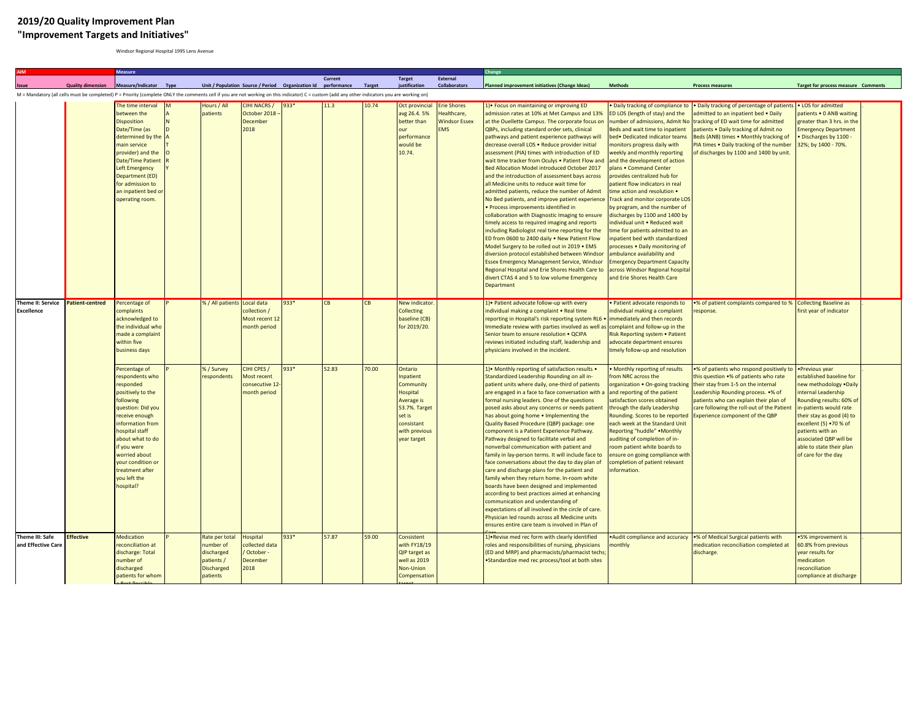# 2019/20 Quality Improvement Plan

# "Improvement Targets and Initiatives"

Windsor Regional Hospital 1995 Lens Avenue

| AIM | | Measure | | | | | | | | | Change | | | | |
|---|---|---|---|---|---|---|---|---|---|---|---|---|---|---|---|
| Issue | Quality dimension | Measure/Indicator | Type | Unit / Population | Source / Period | Organization Id | Current performance | Target | Target justification | External Collaborators | Planned improvement initiatives (Change Ideas) | Methods | Process measures | Target for process measure | Comments |
| M = Mandatory (all cells must be completed) P = Priority (complete ONLY the comments cell if you are not working on this indicator) C = custom (add any other indicators you are working on) | | | | | | | | | | | | | | | |
| | | The time interval between the Disposition Date/Time (as determined by the main service provider) and the Date/Time Patient Left Emergency Department (ED) for admission to an inpatient bed or operating room. | MANDATORY | Hours / All patients | CIHI NACRS / October 2018 – December 2018 | 933* | 11.3 | 10.74 | Oct provincial avg 26.4. 5% better than our performance would be 10.74. | Erie Shores Healthcare, Windsor Essex EMS | 1)• Focus on maintaining or improving ED admission rates at 10% at Met Campus and 13% at the Ouellette Campus. The corporate focus on QBPs, including standard order sets, clinical pathways and patient experience pathways will decrease overall LOS • Reduce provider initial assessment (PIA) times with introduction of ED wait time tracker from Oculys • Patient Flow and Bed Allocation Model introduced October 2017 and the introduction of assessment bays across all Medicine units to reduce wait time for admitted patients, reduce the number of Admit No Bed patients, and improve patient experience • Process improvements identified in collaboration with Diagnostic Imaging to ensure timely access to required imaging and reports including Radiologist real time reporting for the ED from 0600 to 2400 daily • New Patient Flow Model Surgery to be rolled out in 2019 • EMS diversion protocol established between Windsor Essex Emergency Management Service, Windsor Regional Hospital and Erie Shores Health Care to divert CTAS 4 and 5 to low volume Emergency Department | • Daily tracking of compliance to ED LOS (length of stay) and the number of admissions, Admit No Beds and wait time to inpatient bed• Dedicated indicator teams monitors progress daily with weekly and monthly reporting and the development of action plans • Command Center provides centralized hub for patient flow indicators in real time action and resolution • Track and monitor corporate LOS by program, and the number of discharges by 1100 and 1400 by individual unit • Reduced wait time for patients admitted to an inpatient bed with standardized processes • Daily monitoring of ambulance availability and Emergency Department Capacity across Windsor Regional hospital and Erie Shores Health Care | • Daily tracking of percentage of patients admitted to an inpatient bed • Daily tracking of ED wait time for admitted patients • Daily tracking of Admit no Beds (ANB) times • Monthly tracking of PIA times • Daily tracking of the number of discharges by 1100 and 1400 by unit. | • LOS for admitted patients • 0 ANB waiting greater than 3 hrs. in the Emergency Department • Discharges by 1100 - 32%; by 1400 - 70%. | |
| Theme II: Service Excellence | Patient-centred | Percentage of complaints acknowledged to the individual who made a complaint within five business days | P | % / All patients | Local data collection / Most recent 12 month period | 933* | CB | CB | New indicator. Collecting baseline (CB) for 2019/20. | | 1)• Patient advocate follow-up with every individual making a complaint • Real time reporting in Hospital's risk reporting system RL6 • Immediate review with parties involved as well as Senior team to ensure resolution • QCIPA reviews initiated including staff, leadership and physicians involved in the incident. | • Patient advocate responds to individual making a complaint immediately and then records complaint and follow-up in the Risk Reporting system • Patient advocate department ensures timely follow-up and resolution | •% of patient complaints compared to % response. | Collecting Baseline as first year of indicator | . |
| | | Percentage of respondents who responded positively to the following question: Did you receive enough information from hospital staff about what to do if you were worried about your condition or treatment after you left the hospital? | P | % / Survey respondents | CIHI CPES / Most recent consecutive 12-month period | 933* | 52.83 | 70.00 | Ontario Inpatient Community Hospital Average is 53.7%. Target set is consistant with previous year target | | 1)• Monthly reporting of satisfaction results • Standardized Leadership Rounding on all in-patient units where daily, one-third of patients are engaged in a face to face conversation with a formal nursing leaders. One of the questions posed asks about any concerns or needs patient has about going home • Implementing the Quality Based Procedure (QBP) package: one component is a Patient Experience Pathway. Pathway designed to facilitate verbal and nonverbal communication with patient and family in lay-person terms. It will include face to face conversations about the day to day plan of care and discharge plans for the patient and family when they return home. In-room white boards have been designed and implemented according to best practices aimed at enhancing communication and understanding of expectations of all involved in the circle of care. Physician led rounds across all Medicine units ensures entire care team is involved in Plan of Care. | • Monthly reporting of results from NRC across the organization • On-going tracking and reporting of the patient satisfaction scores obtained through the daily Leadership Rounding. Scores to be reported each week at the Standard Unit Reporting "huddle" •Monthly auditing of completion of in-room patient white boards to ensure on going compliance with completion of patient relevant information. | •% of patients who respond positively to this question •% of patients who rate their stay from 1-5 on the internal Leadership Rounding process. •% of patients who can explain their plan of care following the roll-out of the Patient Experience component of the QBP | •Previous year established baseline for new methodology •Daily internal Leadership Rounding results: 60% of in-patients would rate their stay as good (4) to excellent (5) •70 % of patients with an associated QBP will be able to state their plan of care for the day | . |
| Theme III: Safe and Effective Care | Effective | Medication reconciliation at discharge: Total number of discharged patients for whom a Best Possible | P | Rate per total number of discharged patients / Discharged patients | Hospital collected data / October - December 2018 | 933* | 57.87 | 59.00 | Consistent with FY18/19 QIP target as well as 2019 Non-Union Compensation target | | 1)•Revise med rec form with clearly identified roles and responsibilities of nursing, physicians (ED and MRP) and pharmacists/pharmacist techs; •Standardize med rec process/tool at both sites | •Audit compliance and accuracy monthly | •% of Medical Surgical patients with medication reconciliation completed at discharge. | •5% improvement is 60.8% from previous year results for medication reconciliation compliance at discharge | . |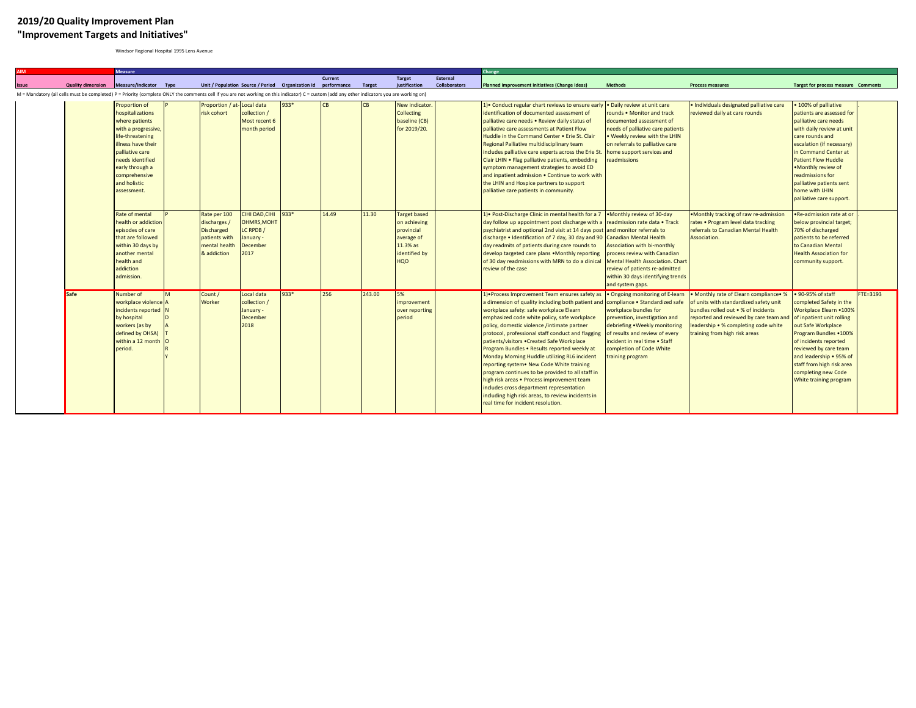# 2019/20 Quality Improvement Plan
# "Improvement Targets and Initiatives"

Windsor Regional Hospital 1995 Lens Avenue

| AIM | | Measure | | | | | | | | | Change | | | | |
|---|---|---|---|---|---|---|---|---|---|---|---|---|---|---|---|
| Issue | Quality dimension | Measure/Indicator | Type | Unit / Population | Source / Period | Organization Id | Current performance | Target | Target justification | External Collaborators | Planned improvement initiatives (Change Ideas) | Methods | Process measures | Target for process measure | Comments |
| M = Mandatory (all cells must be completed) P = Priority (complete ONLY the comments cell if you are not working on this indicator) C = custom (add any other indicators you are working on) | | | | | | | | | | | | | | | |
| | | Proportion of hospitalizations where patients with a progressive, life-threatening illness have their palliative care needs identified early through a comprehensive and holistic assessment. | P | Proportion / at-risk cohort | Local data collection / Most recent 6 month period | 933* | CB | CB | New indicator. Collecting baseline (CB) for 2019/20. | | 1)• Conduct regular chart reviews to ensure early identification of documented assessment of palliative care needs • Review daily status of palliative care assessments at Patient Flow Huddle in the Command Center • Erie St. Clair Regional Palliative multidisciplinary team includes palliative care experts across the Erie St. Clair LHIN • Flag palliative patients, embedding symptom management strategies to avoid ED and inpatient admission • Continue to work with the LHIN and Hospice partners to support palliative care patients in community. | • Daily review at unit care rounds • Monitor and track documented assessment of needs of palliative care patients • Weekly review with the LHIN on referrals to palliative care home support services and readmissions | • Individuals designated palliative care reviewed daily at care rounds | • 100% of palliative patients are assessed for palliative care needs with daily review at unit care rounds and escalation (if necessary) in Command Center at Patient Flow Huddle •Monthly review of readmissions for palliative patients sent home with LHIN palliative care support. | . |
| | | Rate of mental health or addiction episodes of care that are followed within 30 days by another mental health and addiction admission. | P | Rate per 100 discharges / Discharged patients with mental health & addiction | CIHI DAD,CIHI OHMRS,MOHLC RPDB / January - December 2017 | 933* | 14.49 | 11.30 | Target based on achieving provincial average of 11.3% as identified by HQO | | 1)• Post-Discharge Clinic in mental health for a 7 day follow up appointment post discharge with a psychiatrist and optional 2nd visit at 14 days post discharge • Identification of 7 day, 30 day and 90 day readmits of patients during care rounds to develop targeted care plans •Monthly reporting of 30 day readmissions with MRN to do a clinical review of the case | •Monthly review of 30-day readmission rate data • Track and monitor referrals to Canadian Mental Health Association with bi-monthly process review with Canadian Mental Health Association. Chart review of patients re-admitted within 30 days identifying trends and system gaps. | •Monthly tracking of raw re-admission rates • Program level data tracking referrals to Canadian Mental Health Association. | •Re-admission rate at or below provincial target; 70% of discharged patients to be referred to Canadian Mental Health Association for community support. | . |
| | Safe | Number of workplace violence incidents reported by hospital workers (as by defined by OHSA) within a 12 month period. | MANDATORY | Count / Worker | Local data collection / January - December 2018 | 933* | 256 | 243.00 | 5% improvement over reporting period | | 1)•Process Improvement Team ensures safety as a dimension of quality including both patient and workplace safety: safe workplace Elearn emphasized code white policy, safe workplace policy, domestic violence /intimate partner protocol, professional staff conduct and flagging patients/visitors •Created Safe Workplace Program Bundles • Results reported weekly at Monday Morning Huddle utilizing RL6 incident reporting system• New Code White training program continues to be provided to all staff in high risk areas • Process improvement team includes cross department representation including high risk areas, to review incidents in real time for incident resolution. | • Ongoing monitoring of E-learn compliance • Standardized safe workplace bundles for prevention, investigation and debriefing •Weekly monitoring of results and review of every incident in real time • Staff completion of Code White training program | • Monthly rate of Elearn compliance• % of units with standardized safety unit bundles rolled out • % of incidents reported and reviewed by care team and leadership • % completing code white training from high risk areas | • 90-95% of staff completed Safety in the Workplace Elearn •100% of inpatient unit rolling out Safe Workplace Program Bundles •100% of incidents reported reviewed by care team and leadership • 95% of staff from high risk area completing new Code White training program | FTE=3193 |